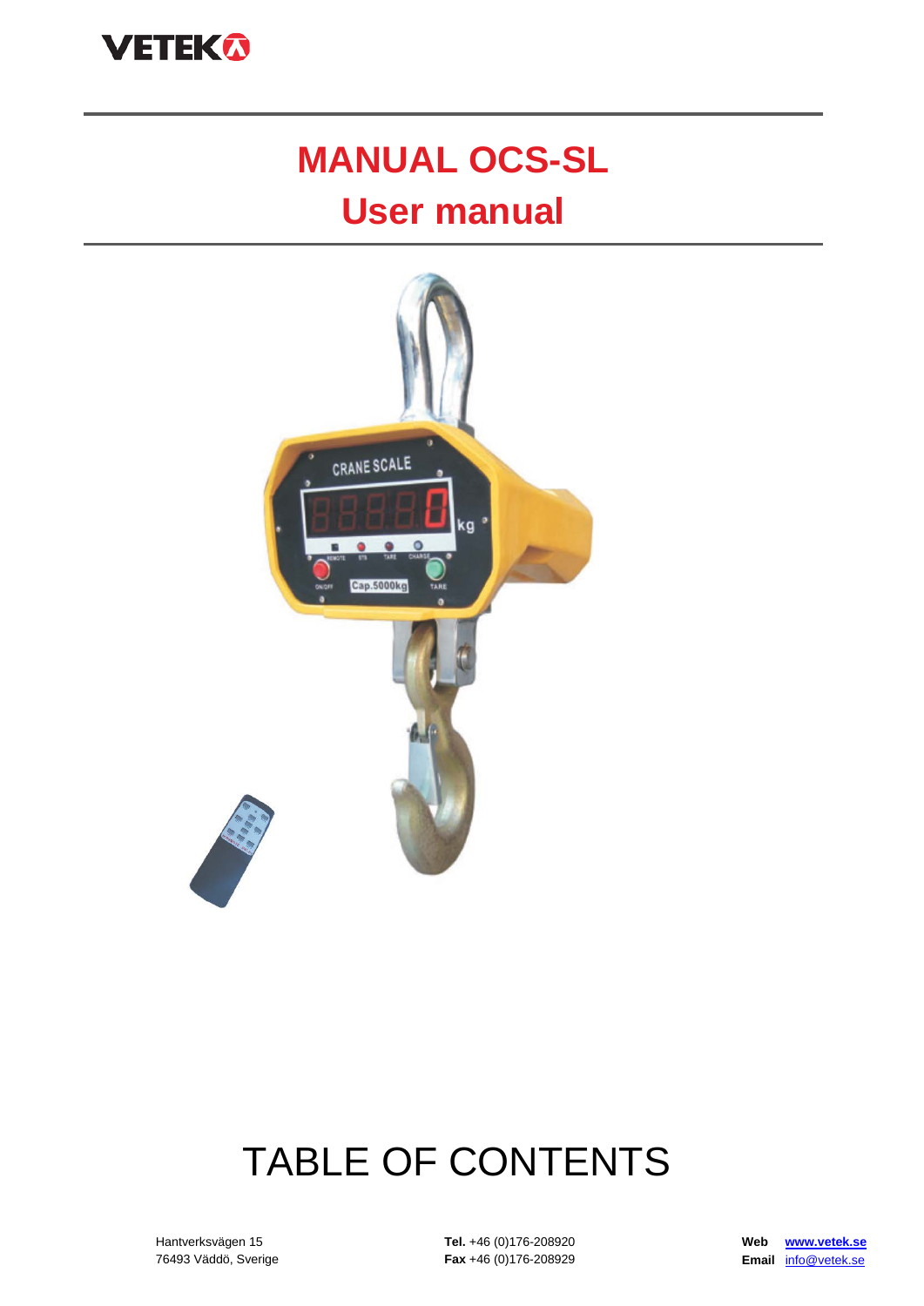# MANUAL OCS-SL
# User manual

# TABLE OF CONTENTS

Hantverksvägen 15
76493 Väddö, Sverige

**Tel.** +46 (0)176-208920
**Fax** +46 (0)176-208929

**Web** www.vetek.se
**Email** info@vetek.se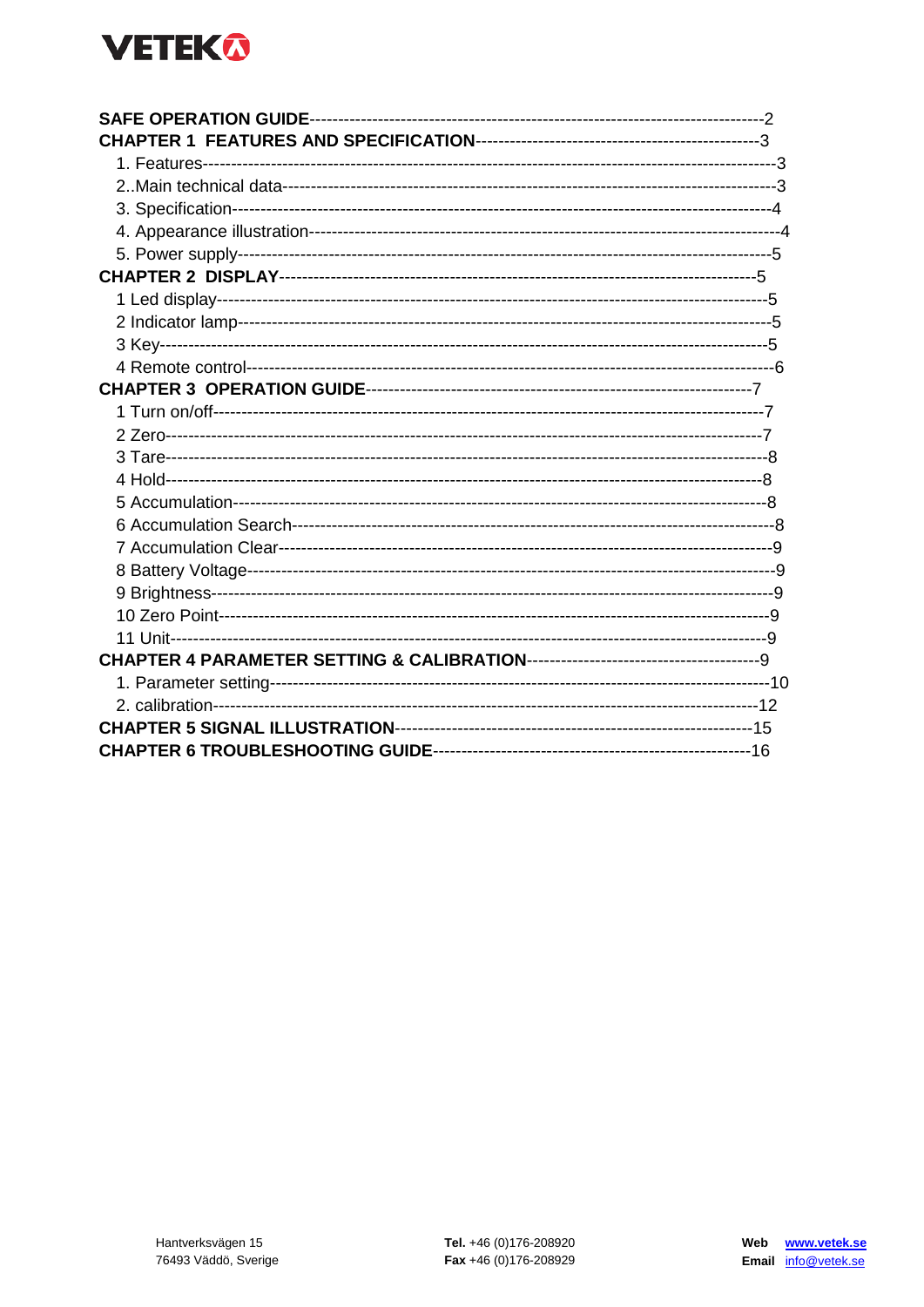**SAFE OPERATION GUIDE**------------------------------------------------------------------------------2
**CHAPTER 1 FEATURES AND SPECIFICATION**-------------------------------------------------3
1. Features-----------------------------------------------------------------------------------------------3
2..Main technical data------------------------------------------------------------------------------------3
3. Specification-------------------------------------------------------------------------------------------4
4. Appearance illustration---------------------------------------------------------------------------------4
5. Power supply--------------------------------------------------------------------------------------------5
**CHAPTER 2 DISPLAY**---------------------------------------------------------------------------------5
1 Led display-----------------------------------------------------------------------------------------------5
2 Indicator lamp--------------------------------------------------------------------------------------------5
3 Key-------------------------------------------------------------------------------------------------------5
4 Remote control-------------------------------------------------------------------------------------------6
**CHAPTER 3 OPERATION GUIDE**------------------------------------------------------------------7
1 Turn on/off------------------------------------------------------------------------------------------------7
2 Zero-------------------------------------------------------------------------------------------------------7
3 Tare-------------------------------------------------------------------------------------------------------8
4 Hold-------------------------------------------------------------------------------------------------------8
5 Accumulation---------------------------------------------------------------------------------------------8
6 Accumulation Search------------------------------------------------------------------------------------8
7 Accumulation Clear--------------------------------------------------------------------------------------9
8 Battery Voltage-------------------------------------------------------------------------------------------9
9 Brightness------------------------------------------------------------------------------------------------9
10 Zero Point------------------------------------------------------------------------------------------------9
11 Unit--------------------------------------------------------------------------------------------------------9
**CHAPTER 4 PARAMETER SETTING & CALIBRATION**----------------------------------------9
1. Parameter setting----------------------------------------------------------------------------------------10
2. calibration-----------------------------------------------------------------------------------------------12
**CHAPTER 5 SIGNAL ILLUSTRATION**--------------------------------------------------------------15
**CHAPTER 6 TROUBLESHOOTING GUIDE**------------------------------------------------------16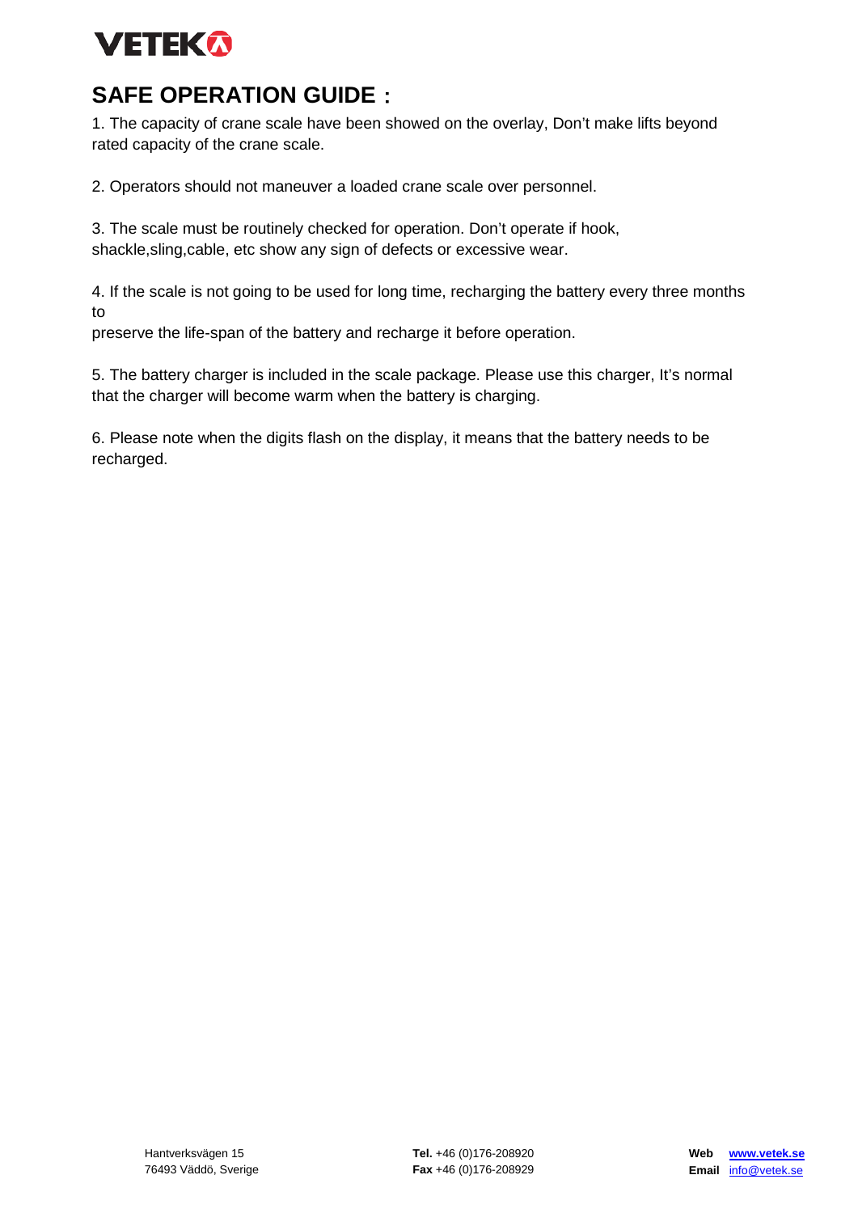## SAFE OPERATION GUIDE：

1. The capacity of crane scale have been showed on the overlay, Don't make lifts beyond rated capacity of the crane scale.

2. Operators should not maneuver a loaded crane scale over personnel.

3. The scale must be routinely checked for operation. Don't operate if hook, shackle,sling,cable, etc show any sign of defects or excessive wear.

4. If the scale is not going to be used for long time, recharging the battery every three months to preserve the life-span of the battery and recharge it before operation.

5. The battery charger is included in the scale package. Please use this charger, It's normal that the charger will become warm when the battery is charging.

6. Please note when the digits flash on the display, it means that the battery needs to be recharged.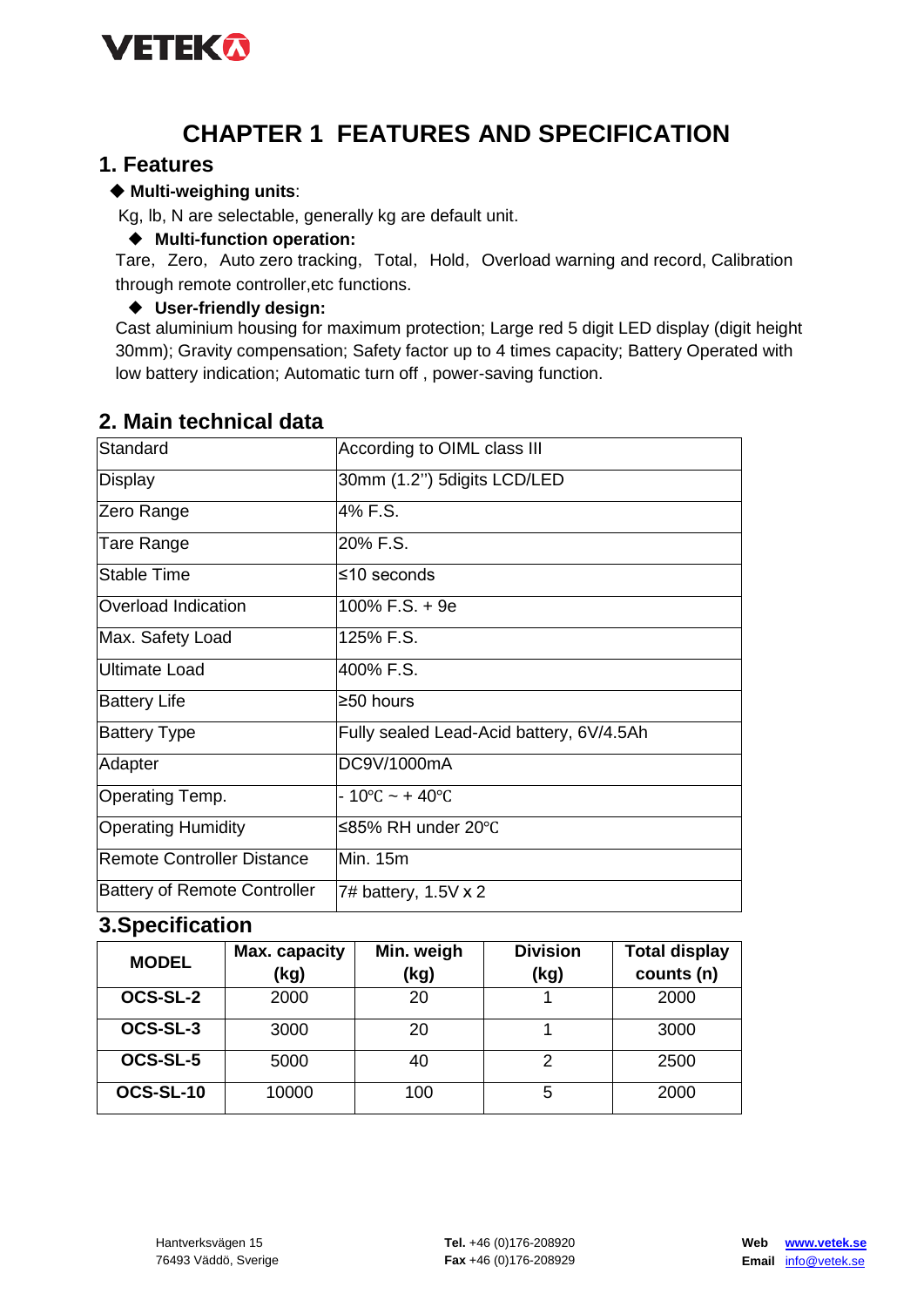# CHAPTER 1 FEATURES AND SPECIFICATION

## 1. Features

◆ **Multi-weighing units**:

Kg, lb, N are selectable, generally kg are default unit.

◆ **Multi-function operation:**

Tare, Zero, Auto zero tracking, Total, Hold, Overload warning and record, Calibration through remote controller,etc functions.

◆ **User-friendly design:**

Cast aluminium housing for maximum protection; Large red 5 digit LED display (digit height 30mm); Gravity compensation; Safety factor up to 4 times capacity; Battery Operated with low battery indication; Automatic turn off , power-saving function.

## 2. Main technical data

| | |
|---|---|
| Standard | According to OIML class III |
| Display | 30mm (1.2'') 5digits LCD/LED |
| Zero Range | 4% F.S. |
| Tare Range | 20% F.S. |
| Stable Time | ≤10 seconds |
| Overload Indication | 100% F.S. + 9e |
| Max. Safety Load | 125% F.S. |
| Ultimate Load | 400% F.S. |
| Battery Life | ≥50 hours |
| Battery Type | Fully sealed Lead-Acid battery, 6V/4.5Ah |
| Adapter | DC9V/1000mA |
| Operating Temp. | - 10℃ ~ + 40℃ |
| Operating Humidity | ≤85% RH under 20℃ |
| Remote Controller Distance | Min. 15m |
| Battery of Remote Controller | 7# battery, 1.5V x 2 |

## 3.Specification

| MODEL | Max. capacity (kg) | Min. weigh (kg) | Division (kg) | Total display counts (n) |
|---|---|---|---|---|
| OCS-SL-2 | 2000 | 20 | 1 | 2000 |
| OCS-SL-3 | 3000 | 20 | 1 | 3000 |
| OCS-SL-5 | 5000 | 40 | 2 | 2500 |
| OCS-SL-10 | 10000 | 100 | 5 | 2000 |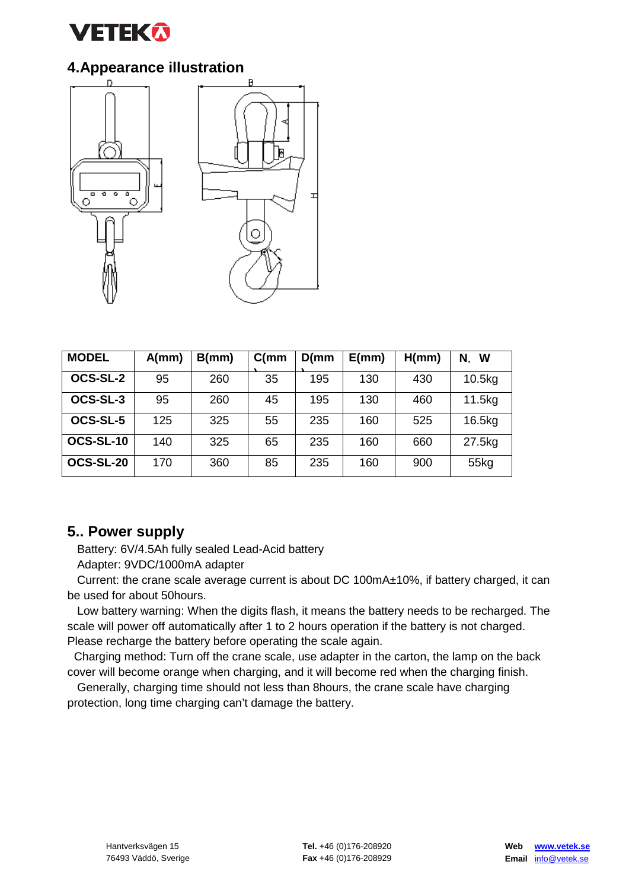## 4.Appearance illustration

| MODEL | A(mm) | B(mm) | C(mm) | D(mm) | E(mm) | H(mm) | N. W |
|---|---|---|---|---|---|---|---|
| OCS-SL-2 | 95 | 260 | 35 | 195 | 130 | 430 | 10.5kg |
| OCS-SL-3 | 95 | 260 | 45 | 195 | 130 | 460 | 11.5kg |
| OCS-SL-5 | 125 | 325 | 55 | 235 | 160 | 525 | 16.5kg |
| OCS-SL-10 | 140 | 325 | 65 | 235 | 160 | 660 | 27.5kg |
| OCS-SL-20 | 170 | 360 | 85 | 235 | 160 | 900 | 55kg |

## 5.. Power supply

Battery: 6V/4.5Ah fully sealed Lead-Acid battery

Adapter: 9VDC/1000mA adapter

Current: the crane scale average current is about DC 100mA±10%, if battery charged, it can be used for about 50hours.

Low battery warning: When the digits flash, it means the battery needs to be recharged. The scale will power off automatically after 1 to 2 hours operation if the battery is not charged. Please recharge the battery before operating the scale again.

Charging method: Turn off the crane scale, use adapter in the carton, the lamp on the back cover will become orange when charging, and it will become red when the charging finish.

Generally, charging time should not less than 8hours, the crane scale have charging protection, long time charging can't damage the battery.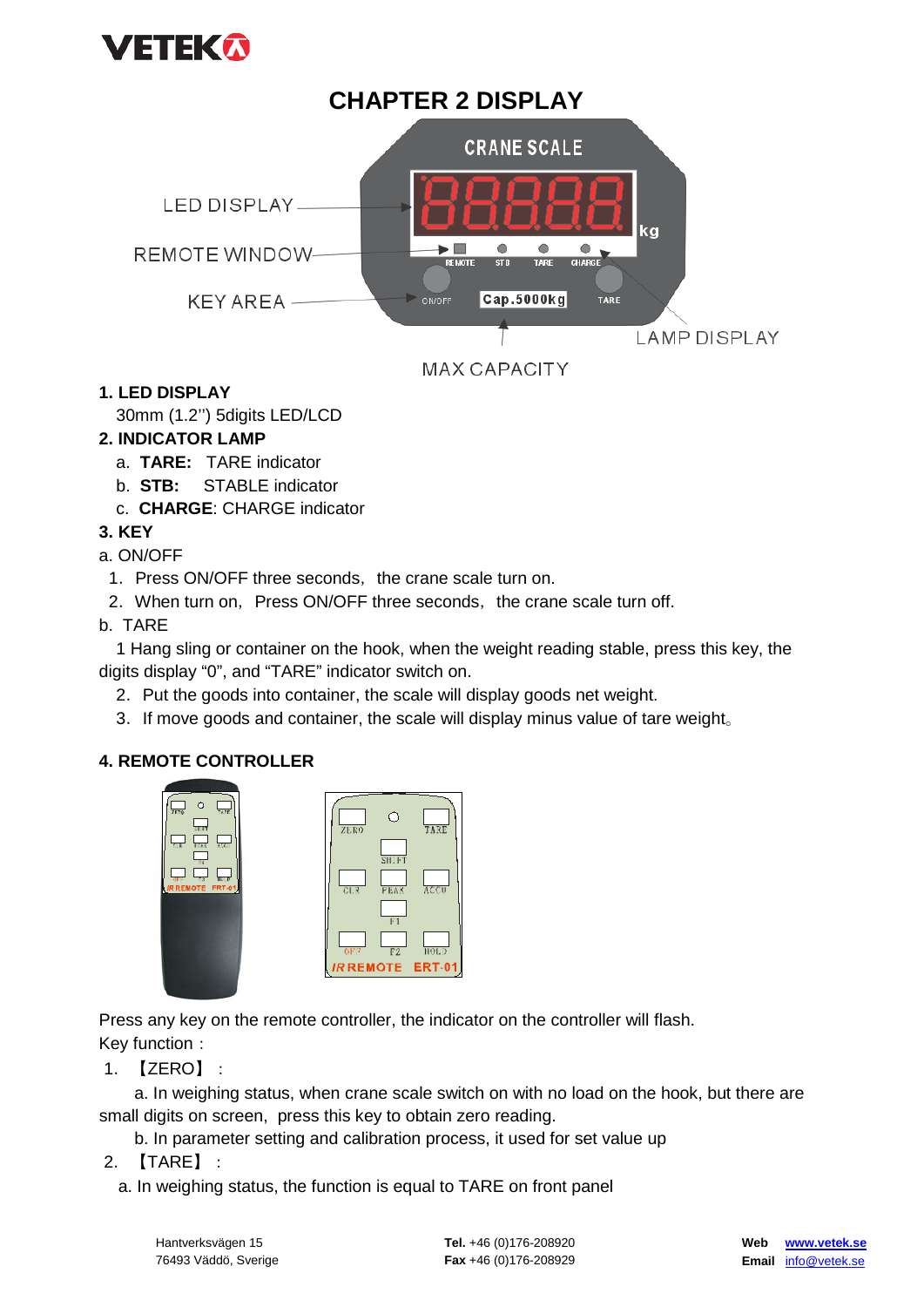# CHAPTER 2 DISPLAY

**1. LED DISPLAY**

30mm (1.2'') 5digits LED/LCD

**2. INDICATOR LAMP**

a. **TARE:** TARE indicator

b. **STB:** STABLE indicator

c. **CHARGE**: CHARGE indicator

**3. KEY**

a. ON/OFF

1. Press ON/OFF three seconds, the crane scale turn on.
2. When turn on, Press ON/OFF three seconds, the crane scale turn off.

b. TARE

1 Hang sling or container on the hook, when the weight reading stable, press this key, the digits display "0", and "TARE" indicator switch on.

2. Put the goods into container, the scale will display goods net weight.
3. If move goods and container, the scale will display minus value of tare weight。

**4. REMOTE CONTROLLER**

Press any key on the remote controller, the indicator on the controller will flash.

Key function：

1. 【ZERO】：

a. In weighing status, when crane scale switch on with no load on the hook, but there are small digits on screen, press this key to obtain zero reading.

b. In parameter setting and calibration process, it used for set value up

2. 【TARE】：

a. In weighing status, the function is equal to TARE on front panel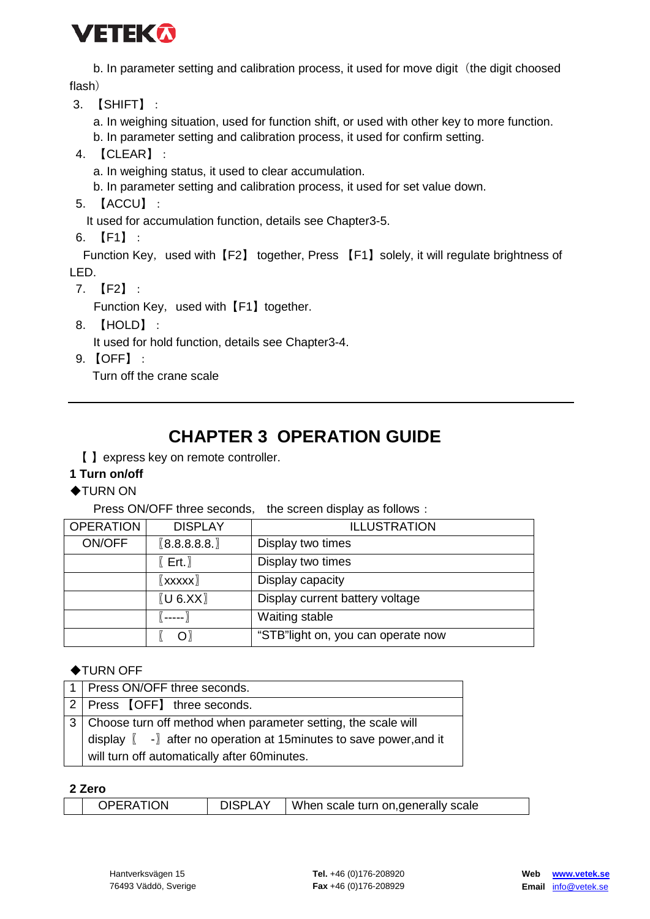b. In parameter setting and calibration process, it used for move digit（the digit choosed flash）

3. 【SHIFT】：

   a. In weighing situation, used for function shift, or used with other key to more function.

   b. In parameter setting and calibration process, it used for confirm setting.

4. 【CLEAR】：

   a. In weighing status, it used to clear accumulation.

   b. In parameter setting and calibration process, it used for set value down.

5. 【ACCU】：

   It used for accumulation function, details see Chapter3-5.

6. 【F1】：

   Function Key, used with【F2】 together, Press 【F1】solely, it will regulate brightness of LED.

7. 【F2】：

   Function Key, used with【F1】together.

8. 【HOLD】：

   It used for hold function, details see Chapter3-4.

9. 【OFF】：

   Turn off the crane scale

---

# CHAPTER 3 OPERATION GUIDE

【 】express key on remote controller.

**1 Turn on/off**

◆TURN ON

Press ON/OFF three seconds, the screen display as follows：

| OPERATION | DISPLAY | ILLUSTRATION |
|---|---|---|
| ON/OFF | 〖8.8.8.8.8.〗 | Display two times |
| | 〖 Ert.〗 | Display two times |
| | 〖xxxxx〗 | Display capacity |
| | 〖U 6.XX〗 | Display current battery voltage |
| | 〖-----〗 | Waiting stable |
| | 〖 O〗 | “STB”light on, you can operate now |

◆TURN OFF

| | |
|---|---|
| 1 | Press ON/OFF three seconds. |
| 2 | Press 【OFF】 three seconds. |
| 3 | Choose turn off method when parameter setting, the scale will display 〖 -〗 after no operation at 15minutes to save power,and it will turn off automatically after 60minutes. |

**2 Zero**

| | OPERATION | DISPLAY | When scale turn on,generally scale |
|---|---|---|---|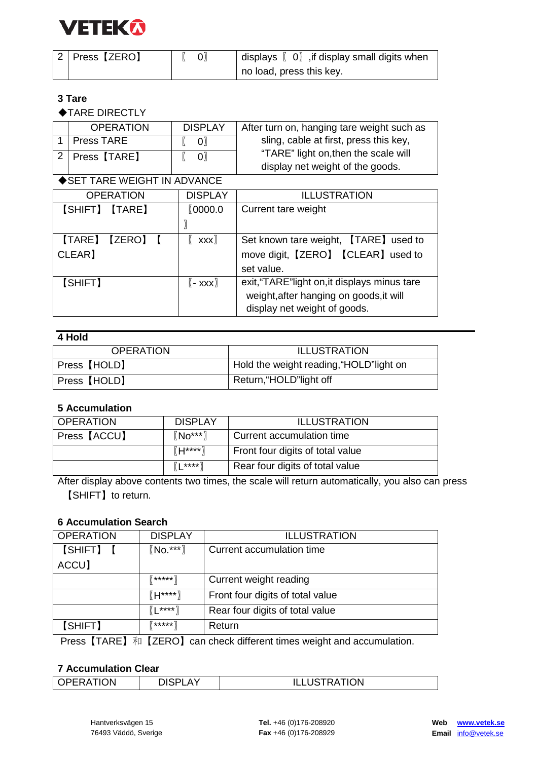| 2 | Press【ZERO】 | 〖 0〗 | displays 〖 0〗 ,if display small digits when no load, press this key. |
|---|---|---|---|

### 3 Tare

◆TARE DIRECTLY

| | OPERATION | DISPLAY | After turn on, hanging tare weight such as sling, cable at first, press this key, "TARE" light on,then the scale will display net weight of the goods. |
|---|---|---|---|
| 1 | Press TARE | 〖 0〗 | |
| 2 | Press【TARE】 | 〖 0〗 | |

◆SET TARE WEIGHT IN ADVANCE

| OPERATION | DISPLAY | ILLUSTRATION |
|---|---|---|
| 【SHIFT】【TARE】 | 〖0000.0〗 | Current tare weight |
| 【TARE】【ZERO】【CLEAR】 | 〖 xxx〗 | Set known tare weight, 【TARE】used to move digit,【ZERO】【CLEAR】used to set value. |
| 【SHIFT】 | 〖- xxx〗 | exit,"TARE"light on,it displays minus tare weight,after hanging on goods,it will display net weight of goods. |

### 4 Hold

| OPERATION | ILLUSTRATION |
|---|---|
| Press【HOLD】 | Hold the weight reading,"HOLD"light on |
| Press【HOLD】 | Return,"HOLD"light off |

### 5 Accumulation

| OPERATION | DISPLAY | ILLUSTRATION |
|---|---|---|
| Press【ACCU】 | 〖No***〗 | Current accumulation time |
| | 〖H****〗 | Front four digits of total value |
| | 〖L****〗 | Rear four digits of total value |

After display above contents two times, the scale will return automatically, you also can press 【SHIFT】to return.

### 6 Accumulation Search

| OPERATION | DISPLAY | ILLUSTRATION |
|---|---|---|
| 【SHIFT】【ACCU】 | 〖No.***〗 | Current accumulation time |
| | 〖*****〗 | Current weight reading |
| | 〖H****〗 | Front four digits of total value |
| | 〖L****〗 | Rear four digits of total value |
| 【SHIFT】 | 〖*****〗 | Return |

Press【TARE】和【ZERO】can check different times weight and accumulation.

### 7 Accumulation Clear

| OPERATION | DISPLAY | ILLUSTRATION |
|---|---|---|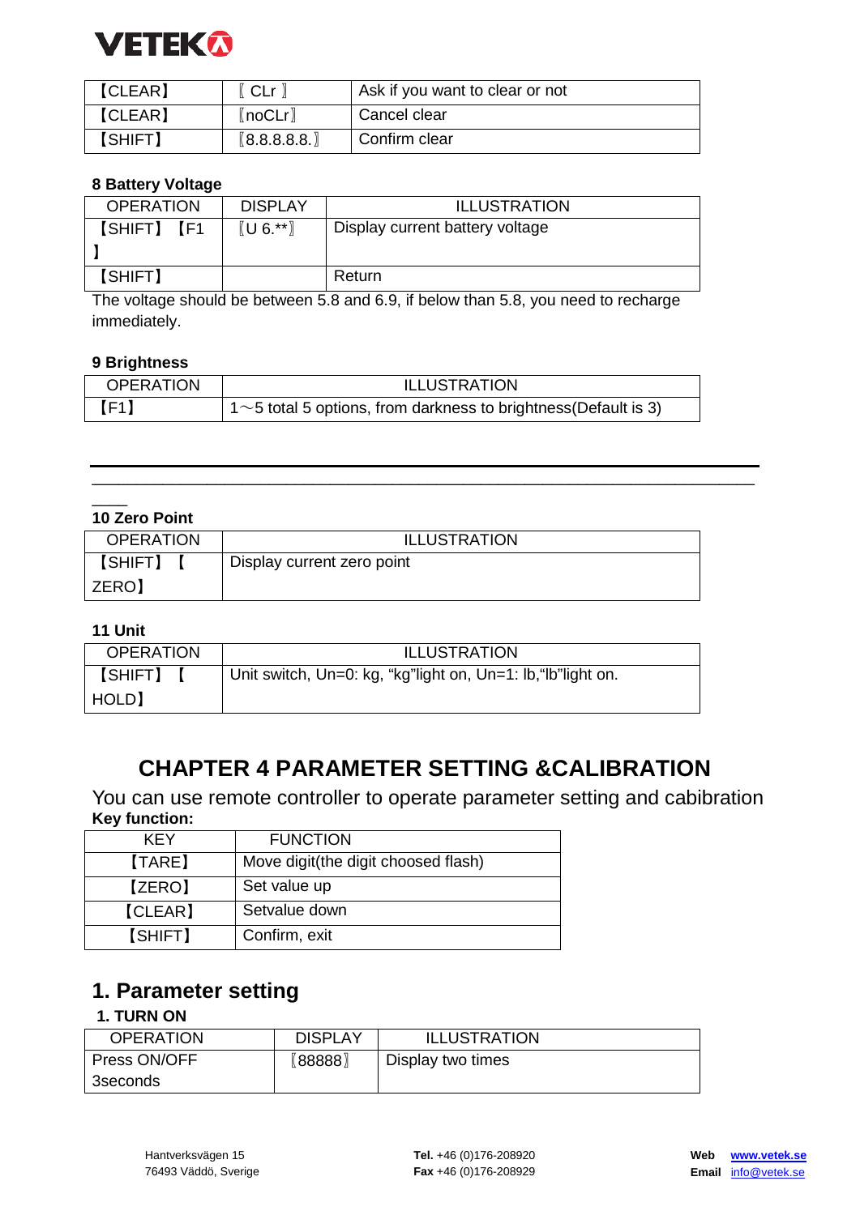| 【CLEAR】 | 〖 CLr 〗 | Ask if you want to clear or not |
|---|---|---|
| 【CLEAR】 | 〖noCLr〗 | Cancel clear |
| 【SHIFT】 | 〖8.8.8.8.8.〗 | Confirm clear |

**8 Battery Voltage**

| OPERATION | DISPLAY | ILLUSTRATION |
|---|---|---|
| 【SHIFT】【F1】 | 〖U 6.**〗 | Display current battery voltage |
| 【SHIFT】 | | Return |

The voltage should be between 5.8 and 6.9, if below than 5.8, you need to recharge immediately.

**9 Brightness**

| OPERATION | ILLUSTRATION |
|---|---|
| 【F1】 | 1～5 total 5 options, from darkness to brightness(Default is 3) |

---

**10 Zero Point**

| OPERATION | ILLUSTRATION |
|---|---|
| 【SHIFT】【ZERO】 | Display current zero point |

**11 Unit**

| OPERATION | ILLUSTRATION |
|---|---|
| 【SHIFT】【HOLD】 | Unit switch, Un=0: kg, "kg"light on, Un=1: lb,"lb"light on. |

# CHAPTER 4 PARAMETER SETTING &CALIBRATION

You can use remote controller to operate parameter setting and cabibration

**Key function:**

| KEY | FUNCTION |
|---|---|
| 【TARE】 | Move digit(the digit choosed flash) |
| 【ZERO】 | Set value up |
| 【CLEAR】 | Setvalue down |
| 【SHIFT】 | Confirm, exit |

## 1. Parameter setting

**1. TURN ON**

| OPERATION | DISPLAY | ILLUSTRATION |
|---|---|---|
| Press ON/OFF 3seconds | 〖88888〗 | Display two times |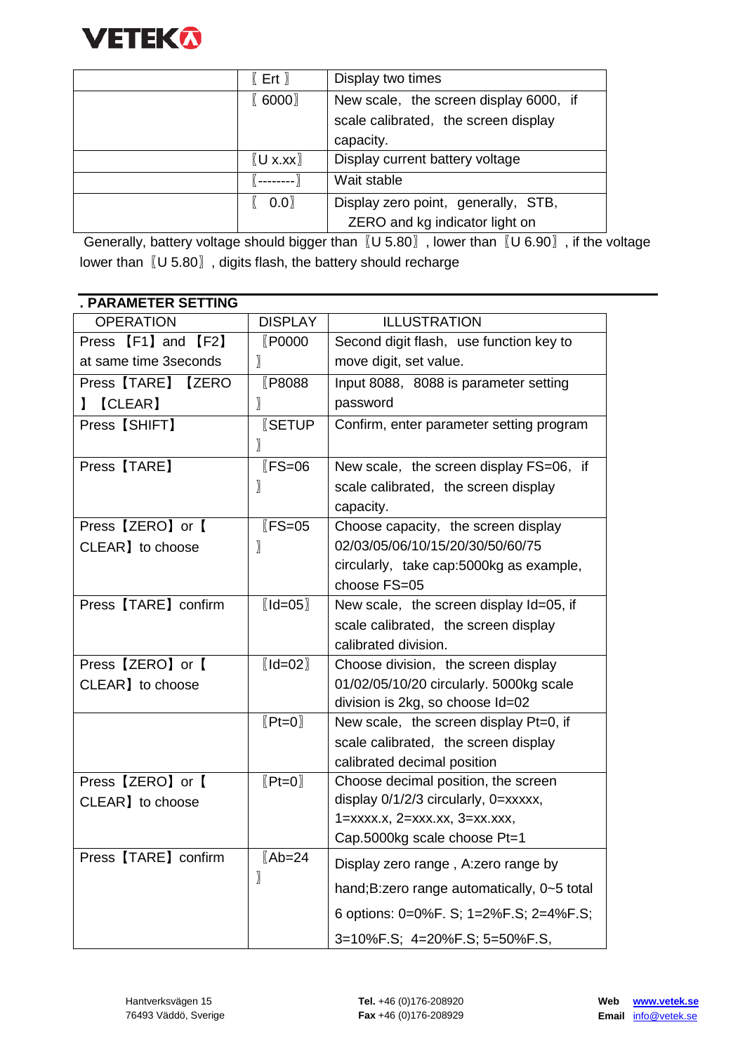| | 〖Ert〗 | Display two times |
|---|---|---|
| | 〖6000〗 | New scale, the screen display 6000, if scale calibrated, the screen display capacity. |
| | 〖U x.xx〗 | Display current battery voltage |
| | 〖--------〗 | Wait stable |
| | 〖 0.0〗 | Display zero point, generally, STB, ZERO and kg indicator light on |

Generally, battery voltage should bigger than 〖U 5.80〗, lower than 〖U 6.90〗, if the voltage lower than 〖U 5.80〗, digits flash, the battery should recharge

## . PARAMETER SETTING

| OPERATION | DISPLAY | ILLUSTRATION |
|---|---|---|
| Press 【F1】 and 【F2】 at same time 3seconds | 〖P0000〗 | Second digit flash, use function key to move digit, set value. |
| Press【TARE】【ZERO】【CLEAR】 | 〖P8088〗 | Input 8088, 8088 is parameter setting password |
| Press【SHIFT】 | 〖SETUP〗 | Confirm, enter parameter setting program |
| Press【TARE】 | 〖FS=06〗 | New scale, the screen display FS=06, if scale calibrated, the screen display capacity. |
| Press【ZERO】or【CLEAR】to choose | 〖FS=05〗 | Choose capacity, the screen display 02/03/05/06/10/15/20/30/50/60/75 circularly, take cap:5000kg as example, choose FS=05 |
| Press【TARE】confirm | 〖Id=05〗 | New scale, the screen display Id=05, if scale calibrated, the screen display calibrated division. |
| Press【ZERO】or【CLEAR】to choose | 〖Id=02〗 | Choose division, the screen display 01/02/05/10/20 circularly. 5000kg scale division is 2kg, so choose Id=02 |
| | 〖Pt=0〗 | New scale, the screen display Pt=0, if scale calibrated, the screen display calibrated decimal position |
| Press【ZERO】or【CLEAR】to choose | 〖Pt=0〗 | Choose decimal position, the screen display 0/1/2/3 circularly, 0=xxxxx, 1=xxxx.x, 2=xxx.xx, 3=xx.xxx, Cap.5000kg scale choose Pt=1 |
| Press【TARE】confirm | 〖Ab=24〗 | Display zero range , A:zero range by hand;B:zero range automatically, 0~5 total 6 options: 0=0%F. S; 1=2%F.S; 2=4%F.S; 3=10%F.S; 4=20%F.S; 5=50%F.S, |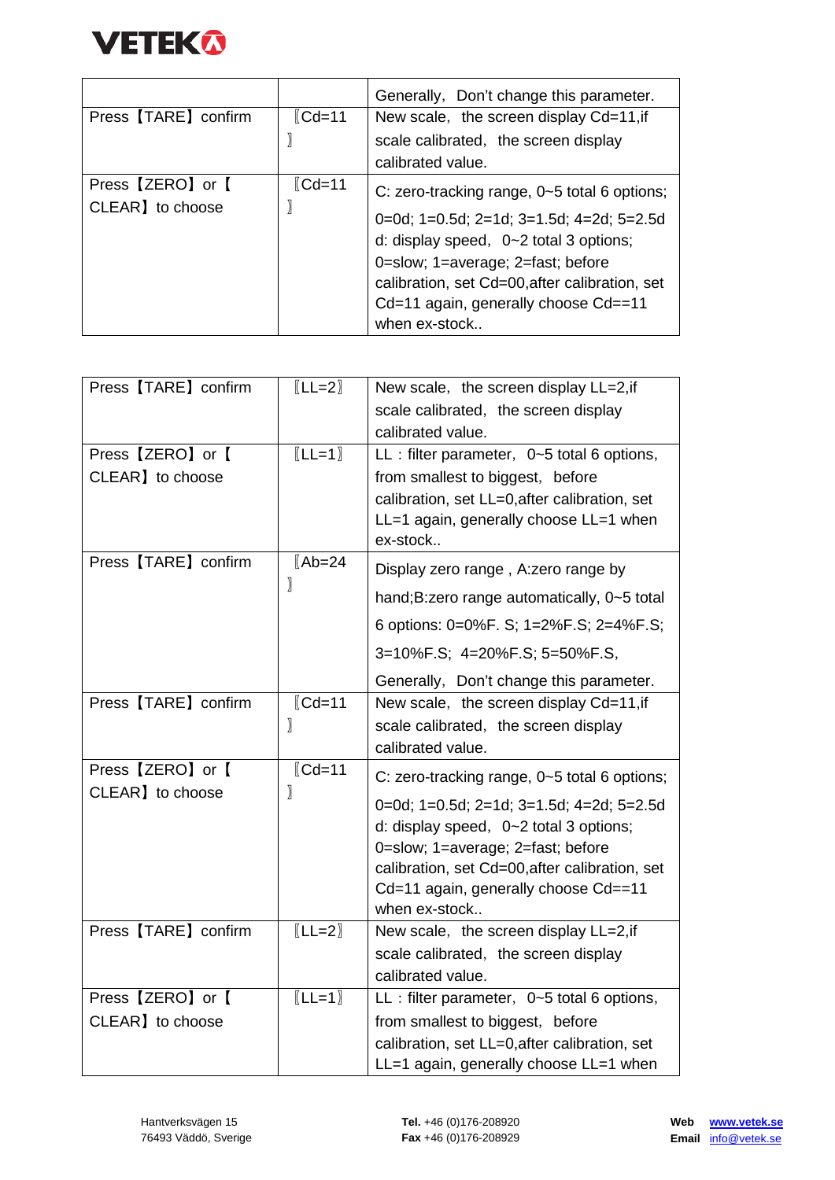| | | |
|---|---|---|
| | | Generally, Don't change this parameter. |
| Press【TARE】confirm | 〖Cd=11〗 | New scale, the screen display Cd=11,if scale calibrated, the screen display calibrated value. |
| Press【ZERO】or【CLEAR】to choose | 〖Cd=11〗 | C: zero-tracking range, 0~5 total 6 options; 0=0d; 1=0.5d; 2=1d; 3=1.5d; 4=2d; 5=2.5d d: display speed, 0~2 total 3 options; 0=slow; 1=average; 2=fast; before calibration, set Cd=00,after calibration, set Cd=11 again, generally choose Cd==11 when ex-stock.. |

| | | |
|---|---|---|
| Press【TARE】confirm | 〖LL=2〗 | New scale, the screen display LL=2,if scale calibrated, the screen display calibrated value. |
| Press【ZERO】or【CLEAR】to choose | 〖LL=1〗 | LL : filter parameter, 0~5 total 6 options, from smallest to biggest, before calibration, set LL=0,after calibration, set LL=1 again, generally choose LL=1 when ex-stock.. |
| Press【TARE】confirm | 〖Ab=24〗 | Display zero range , A:zero range by hand;B:zero range automatically, 0~5 total 6 options: 0=0%F. S; 1=2%F.S; 2=4%F.S; 3=10%F.S; 4=20%F.S; 5=50%F.S, Generally, Don't change this parameter. |
| Press【TARE】confirm | 〖Cd=11〗 | New scale, the screen display Cd=11,if scale calibrated, the screen display calibrated value. |
| Press【ZERO】or【CLEAR】to choose | 〖Cd=11〗 | C: zero-tracking range, 0~5 total 6 options; 0=0d; 1=0.5d; 2=1d; 3=1.5d; 4=2d; 5=2.5d d: display speed, 0~2 total 3 options; 0=slow; 1=average; 2=fast; before calibration, set Cd=00,after calibration, set Cd=11 again, generally choose Cd==11 when ex-stock.. |
| Press【TARE】confirm | 〖LL=2〗 | New scale, the screen display LL=2,if scale calibrated, the screen display calibrated value. |
| Press【ZERO】or【CLEAR】to choose | 〖LL=1〗 | LL : filter parameter, 0~5 total 6 options, from smallest to biggest, before calibration, set LL=0,after calibration, set LL=1 again, generally choose LL=1 when |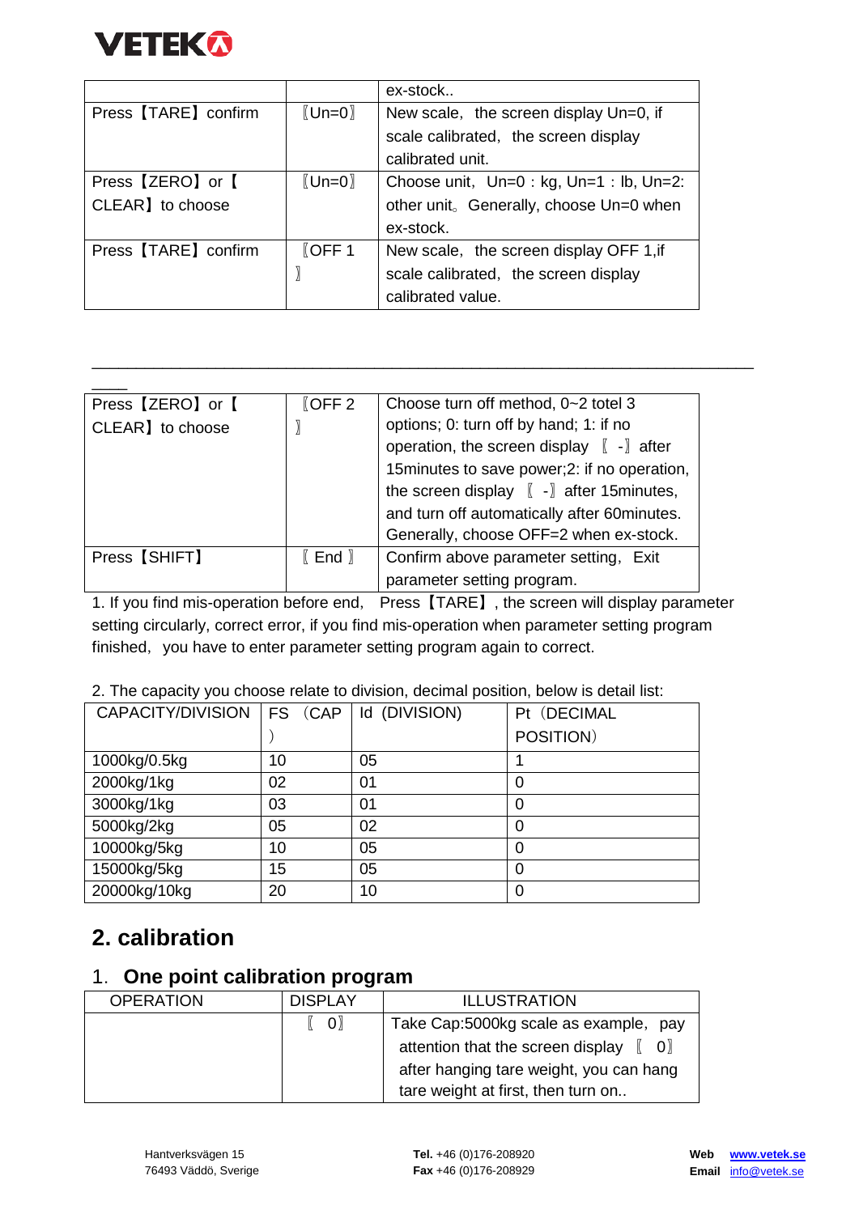| | | ex-stock.. |
|---|---|---|
| Press【TARE】confirm | 〖Un=0〗 | New scale, the screen display Un=0, if scale calibrated, the screen display calibrated unit. |
| Press【ZERO】or【CLEAR】to choose | 〖Un=0〗 | Choose unit, Un=0 : kg, Un=1 : lb, Un=2: other unit。Generally, choose Un=0 when ex-stock. |
| Press【TARE】confirm | 〖OFF 1〗 | New scale, the screen display OFF 1,if scale calibrated, the screen display calibrated value. |

______________________________________________________________________________

| | | |
|---|---|---|
| Press【ZERO】or【CLEAR】to choose | 〖OFF 2〗 | Choose turn off method, 0~2 totel 3 options; 0: turn off by hand; 1: if no operation, the screen display 〖 -〗 after 15minutes to save power;2: if no operation, the screen display 〖 -〗 after 15minutes, and turn off automatically after 60minutes. Generally, choose OFF=2 when ex-stock. |
| Press【SHIFT】 | 〖 End 〗 | Confirm above parameter setting, Exit parameter setting program. |

1. If you find mis-operation before end, Press【TARE】, the screen will display parameter setting circularly, correct error, if you find mis-operation when parameter setting program finished, you have to enter parameter setting program again to correct.

2. The capacity you choose relate to division, decimal position, below is detail list:

| CAPACITY/DIVISION | FS (CAP) | Id (DIVISION) | Pt (DECIMAL POSITION) |
|---|---|---|---|
| 1000kg/0.5kg | 10 | 05 | 1 |
| 2000kg/1kg | 02 | 01 | 0 |
| 3000kg/1kg | 03 | 01 | 0 |
| 5000kg/2kg | 05 | 02 | 0 |
| 10000kg/5kg | 10 | 05 | 0 |
| 15000kg/5kg | 15 | 05 | 0 |
| 20000kg/10kg | 20 | 10 | 0 |

## 2. calibration

### 1. One point calibration program

| OPERATION | DISPLAY | ILLUSTRATION |
|---|---|---|
| | 〖 0〗 | Take Cap:5000kg scale as example, pay attention that the screen display 〖 0〗 after hanging tare weight, you can hang tare weight at first, then turn on.. |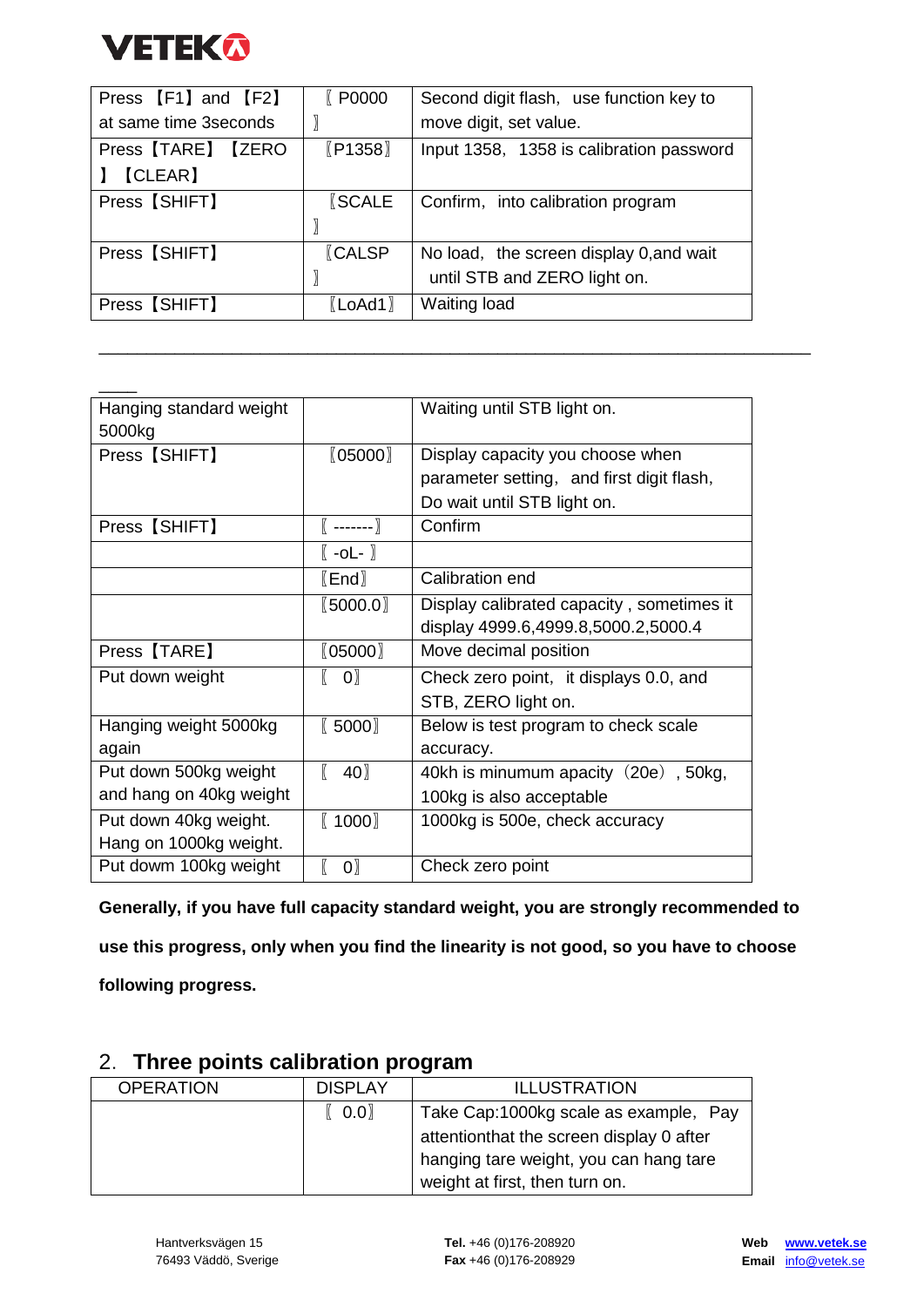| Press 【F1】and 【F2】 at same time 3seconds | 〖P0000〗 | Second digit flash, use function key to move digit, set value. |
|---|---|---|
| Press【TARE】【ZERO】【CLEAR】 | 〖P1358〗 | Input 1358, 1358 is calibration password |
| Press【SHIFT】 | 〖SCALE〗 | Confirm, into calibration program |
| Press【SHIFT】 | 〖CALSP〗 | No load, the screen display 0,and wait until STB and ZERO light on. |
| Press【SHIFT】 | 〖LoAd1〗 | Waiting load |

---

| Hanging standard weight 5000kg | | Waiting until STB light on. |
|---|---|---|
| Press【SHIFT】 | 〖05000〗 | Display capacity you choose when parameter setting, and first digit flash, Do wait until STB light on. |
| Press【SHIFT】 | 〖 -------〗 | Confirm |
| | 〖 -oL- 〗 | |
| | 〖End〗 | Calibration end |
| | 〖5000.0〗 | Display calibrated capacity , sometimes it display 4999.6,4999.8,5000.2,5000.4 |
| Press【TARE】 | 〖05000〗 | Move decimal position |
| Put down weight | 〖 0〗 | Check zero point, it displays 0.0, and STB, ZERO light on. |
| Hanging weight 5000kg again | 〖 5000〗 | Below is test program to check scale accuracy. |
| Put down 500kg weight and hang on 40kg weight | 〖 40〗 | 40kh is minumum apacity（20e）, 50kg, 100kg is also acceptable |
| Put down 40kg weight. Hang on 1000kg weight. | 〖 1000〗 | 1000kg is 500e, check accuracy |
| Put dowm 100kg weight | 〖 0〗 | Check zero point |

**Generally, if you have full capacity standard weight, you are strongly recommended to use this progress, only when you find the linearity is not good, so you have to choose following progress.**

## 2. Three points calibration program

| OPERATION | DISPLAY | ILLUSTRATION |
|---|---|---|
| | 〖 0.0〗 | Take Cap:1000kg scale as example, Pay attentionthat the screen display 0 after hanging tare weight, you can hang tare weight at first, then turn on. |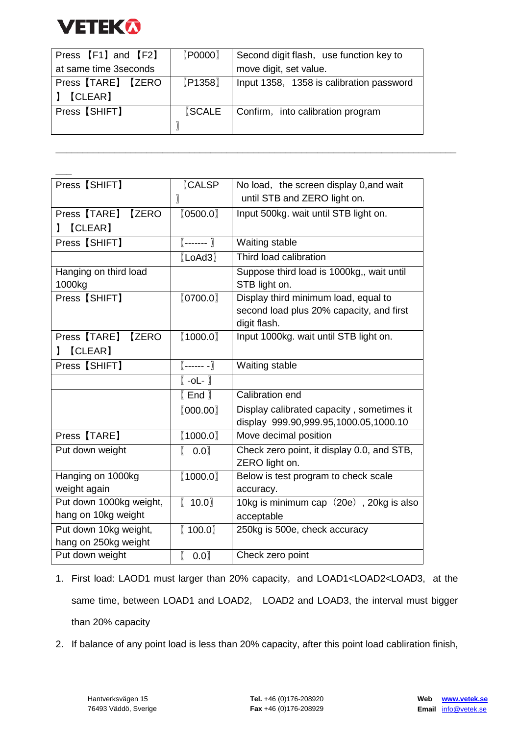| Press 【F1】 and 【F2】 at same time 3seconds | 〖P0000〗 | Second digit flash, use function key to move digit, set value. |
|---|---|---|
| Press【TARE】【ZERO】【CLEAR】 | 〖P1358〗 | Input 1358, 1358 is calibration password |
| Press【SHIFT】 | 〖SCALE〗 | Confirm, into calibration program |

| Press【SHIFT】 | 〖CALSP〗 | No load, the screen display 0,and wait until STB and ZERO light on. |
|---|---|---|
| Press【TARE】【ZERO】【CLEAR】 | 〖0500.0〗 | Input 500kg. wait until STB light on. |
| Press【SHIFT】 | 〖------- 〗 | Waiting stable |
| | 〖LoAd3〗 | Third load calibration |
| Hanging on third load 1000kg | | Suppose third load is 1000kg,, wait until STB light on. |
| Press【SHIFT】 | 〖0700.0〗 | Display third minimum load, equal to second load plus 20% capacity, and first digit flash. |
| Press【TARE】【ZERO】【CLEAR】 | 〖1000.0〗 | Input 1000kg. wait until STB light on. |
| Press【SHIFT】 | 〖------ -〗 | Waiting stable |
| | 〖 -oL- 〗 | |
| | 〖 End 〗 | Calibration end |
| | 〖000.00〗 | Display calibrated capacity , sometimes it display 999.90,999.95,1000.05,1000.10 |
| Press【TARE】 | 〖1000.0〗 | Move decimal position |
| Put down weight | 〖 0.0〗 | Check zero point, it display 0.0, and STB, ZERO light on. |
| Hanging on 1000kg weight again | 〖1000.0〗 | Below is test program to check scale accuracy. |
| Put down 1000kg weight, hang on 10kg weight | 〖 10.0〗 | 10kg is minimum cap（20e）, 20kg is also acceptable |
| Put down 10kg weight, hang on 250kg weight | 〖 100.0〗 | 250kg is 500e, check accuracy |
| Put down weight | 〖 0.0〗 | Check zero point |

1. First load: LAOD1 must larger than 20% capacity, and LOAD1<LOAD2<LOAD3, at the same time, between LOAD1 and LOAD2, LOAD2 and LOAD3, the interval must bigger than 20% capacity
2. If balance of any point load is less than 20% capacity, after this point load cabliration finish,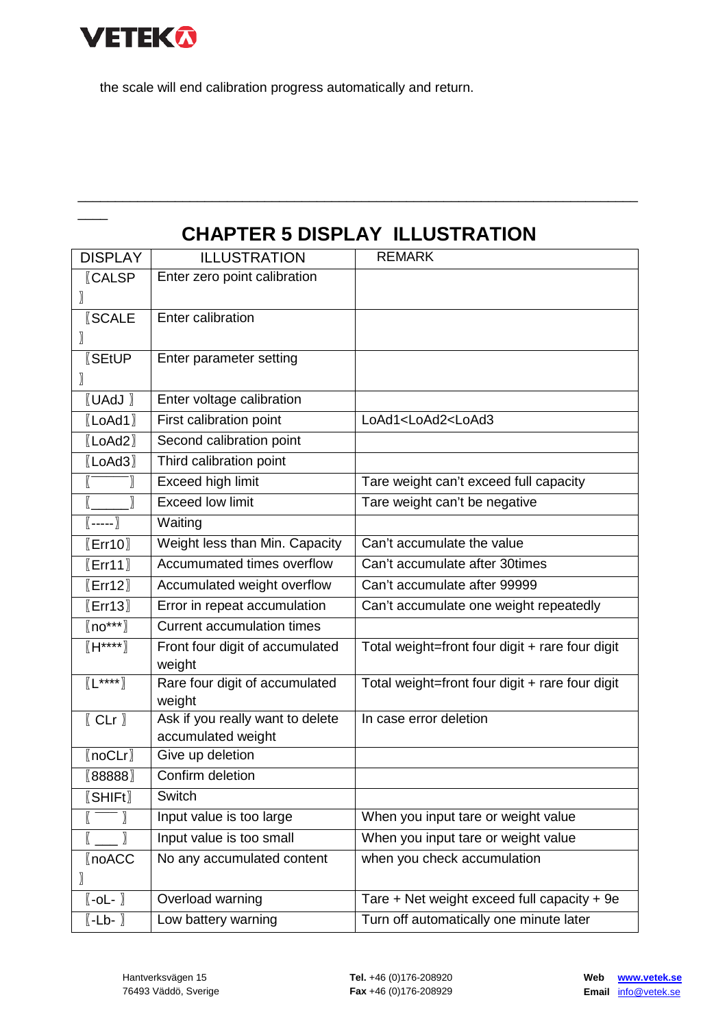the scale will end calibration progress automatically and return.

## CHAPTER 5 DISPLAY ILLUSTRATION

| DISPLAY | ILLUSTRATION | REMARK |
| --- | --- | --- |
| 〖CALSP〗 | Enter zero point calibration | |
| 〖SCALE〗 | Enter calibration | |
| 〖SEtUP〗 | Enter parameter setting | |
| 〖UAdJ 〗 | Enter voltage calibration | |
| 〖LoAd1〗 | First calibration point | LoAd1<LoAd2<LoAd3 |
| 〖LoAd2〗 | Second calibration point | |
| 〖LoAd3〗 | Third calibration point | |
| 〖‾‾‾‾‾〗 | Exceed high limit | Tare weight can't exceed full capacity |
| 〖_____〗 | Exceed low limit | Tare weight can't be negative |
| 〖-----〗 | Waiting | |
| 〖Err10〗 | Weight less than Min. Capacity | Can't accumulate the value |
| 〖Err11〗 | Accumumated times overflow | Can't accumulate after 30times |
| 〖Err12〗 | Accumulated weight overflow | Can't accumulate after 99999 |
| 〖Err13〗 | Error in repeat accumulation | Can't accumulate one weight repeatedly |
| 〖no***〗 | Current accumulation times | |
| 〖H****〗 | Front four digit of accumulated weight | Total weight=front four digit + rare four digit |
| 〖L****〗 | Rare four digit of accumulated weight | Total weight=front four digit + rare four digit |
| 〖 CLr 〗 | Ask if you really want to delete accumulated weight | In case error deletion |
| 〖noCLr〗 | Give up deletion | |
| 〖88888〗 | Confirm deletion | |
| 〖SHIFt〗 | Switch | |
| 〖 ‾‾‾ 〗 | Input value is too large | When you input tare or weight value |
| 〖 ___ 〗 | Input value is too small | When you input tare or weight value |
| 〖noACC〗 | No any accumulated content | when you check accumulation |
| 〖-oL- 〗 | Overload warning | Tare + Net weight exceed full capacity + 9e |
| 〖-Lb- 〗 | Low battery warning | Turn off automatically one minute later |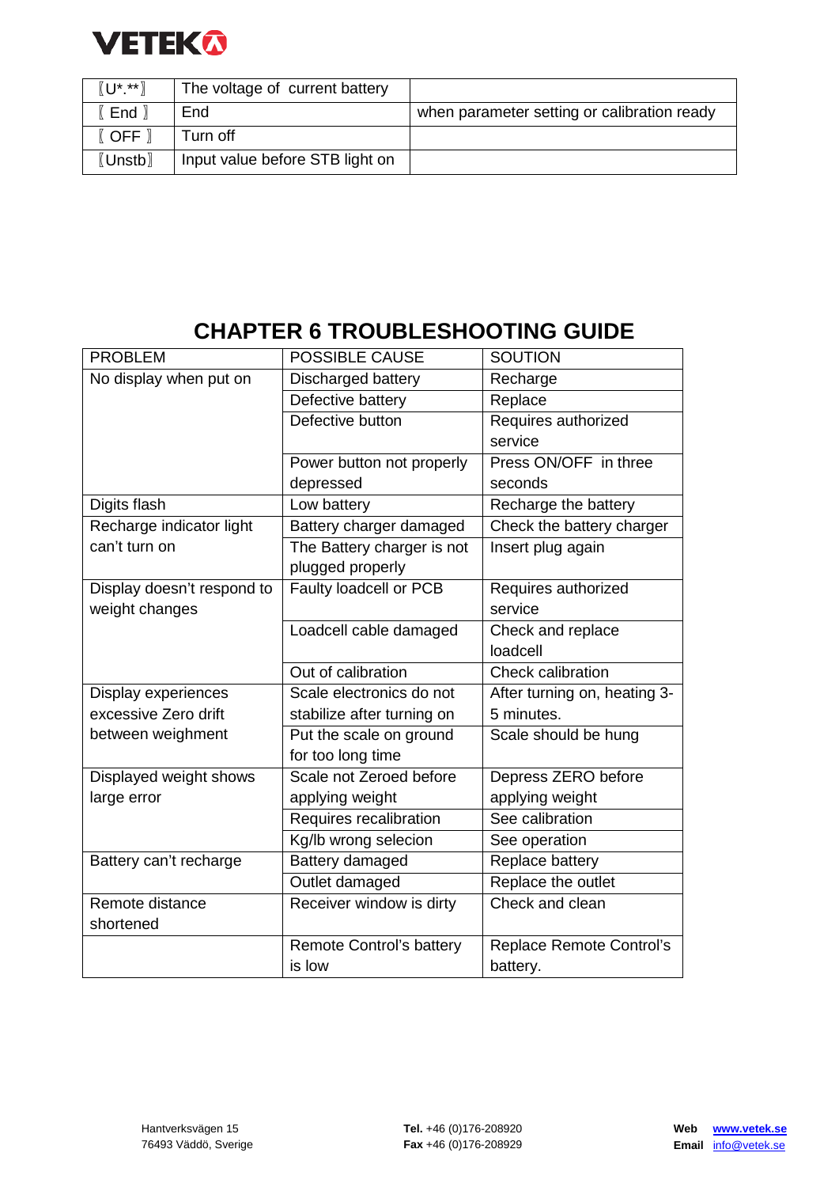| | | |
|---|---|---|
| 〖U*.**〗 | The voltage of current battery | |
| 〖 End 〗 | End | when parameter setting or calibration ready |
| 〖 OFF 〗 | Turn off | |
| 〖Unstb〗 | Input value before STB light on | |

# CHAPTER 6 TROUBLESHOOTING GUIDE

| PROBLEM | POSSIBLE CAUSE | SOUTION |
|---|---|---|
| No display when put on | Discharged battery | Recharge |
| | Defective battery | Replace |
| | Defective button | Requires authorized service |
| | Power button not properly depressed | Press ON/OFF in three seconds |
| Digits flash | Low battery | Recharge the battery |
| Recharge indicator light can't turn on | Battery charger damaged | Check the battery charger |
| | The Battery charger is not plugged properly | Insert plug again |
| Display doesn't respond to weight changes | Faulty loadcell or PCB | Requires authorized service |
| | Loadcell cable damaged | Check and replace loadcell |
| | Out of calibration | Check calibration |
| Display experiences excessive Zero drift between weighment | Scale electronics do not stabilize after turning on | After turning on, heating 3-5 minutes. |
| | Put the scale on ground for too long time | Scale should be hung |
| Displayed weight shows large error | Scale not Zeroed before applying weight | Depress ZERO before applying weight |
| | Requires recalibration | See calibration |
| | Kg/lb wrong selecion | See operation |
| Battery can't recharge | Battery damaged | Replace battery |
| | Outlet damaged | Replace the outlet |
| Remote distance shortened | Receiver window is dirty | Check and clean |
| | Remote Control's battery is low | Replace Remote Control's battery. |